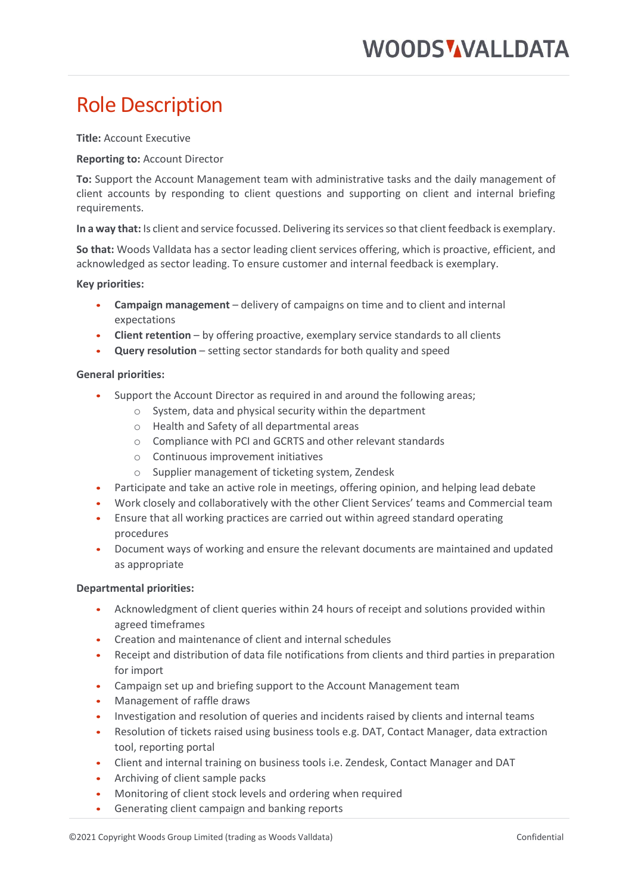# Role Description

**Title:** Account Executive

**Reporting to:** Account Director

**To:** Support the Account Management team with administrative tasks and the daily management of client accounts by responding to client questions and supporting on client and internal briefing requirements.

**In a way that:** Is client and service focussed. Delivering its services so that client feedback is exemplary.

**So that:** Woods Valldata has a sector leading client services offering, which is proactive, efficient, and acknowledged as sector leading. To ensure customer and internal feedback is exemplary.

**Key priorities:**

- **Campaign management** – delivery of campaigns on time and to client and internal expectations
- **Client retention** – by offering proactive, exemplary service standards to all clients
- **Query resolution** – setting sector standards for both quality and speed

**General priorities:**

- Support the Account Director as required in and around the following areas;
  - System, data and physical security within the department
  - Health and Safety of all departmental areas
  - Compliance with PCI and GCRTS and other relevant standards
  - Continuous improvement initiatives
  - Supplier management of ticketing system, Zendesk
- Participate and take an active role in meetings, offering opinion, and helping lead debate
- Work closely and collaboratively with the other Client Services' teams and Commercial team
- Ensure that all working practices are carried out within agreed standard operating procedures
- Document ways of working and ensure the relevant documents are maintained and updated as appropriate

**Departmental priorities:**

- Acknowledgment of client queries within 24 hours of receipt and solutions provided within agreed timeframes
- Creation and maintenance of client and internal schedules
- Receipt and distribution of data file notifications from clients and third parties in preparation for import
- Campaign set up and briefing support to the Account Management team
- Management of raffle draws
- Investigation and resolution of queries and incidents raised by clients and internal teams
- Resolution of tickets raised using business tools e.g. DAT, Contact Manager, data extraction tool, reporting portal
- Client and internal training on business tools i.e. Zendesk, Contact Manager and DAT
- Archiving of client sample packs
- Monitoring of client stock levels and ordering when required
- Generating client campaign and banking reports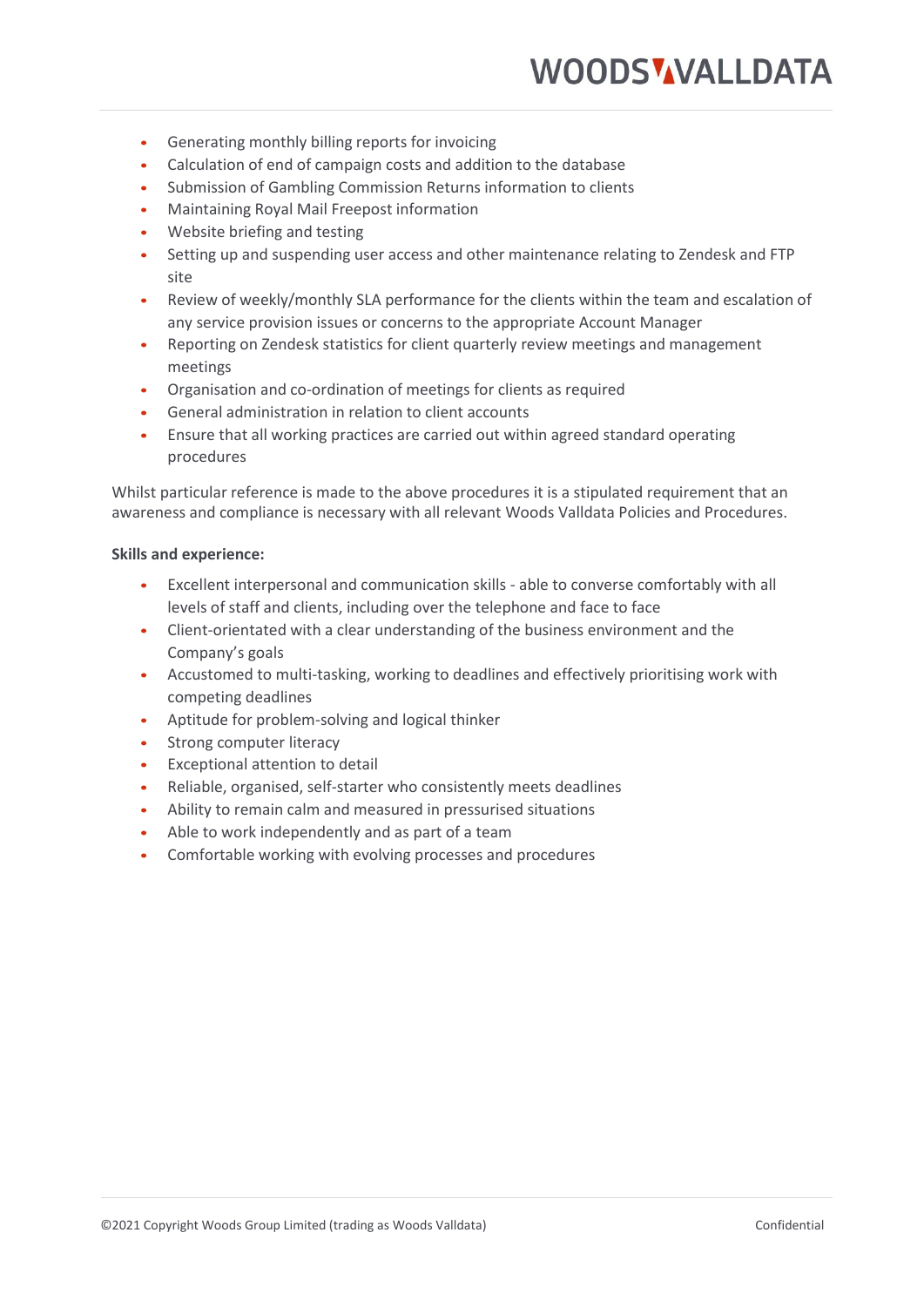- Generating monthly billing reports for invoicing
- Calculation of end of campaign costs and addition to the database
- Submission of Gambling Commission Returns information to clients
- Maintaining Royal Mail Freepost information
- Website briefing and testing
- Setting up and suspending user access and other maintenance relating to Zendesk and FTP site
- Review of weekly/monthly SLA performance for the clients within the team and escalation of any service provision issues or concerns to the appropriate Account Manager
- Reporting on Zendesk statistics for client quarterly review meetings and management meetings
- Organisation and co-ordination of meetings for clients as required
- General administration in relation to client accounts
- Ensure that all working practices are carried out within agreed standard operating procedures

Whilst particular reference is made to the above procedures it is a stipulated requirement that an awareness and compliance is necessary with all relevant Woods Valldata Policies and Procedures.

**Skills and experience:**

- Excellent interpersonal and communication skills - able to converse comfortably with all levels of staff and clients, including over the telephone and face to face
- Client-orientated with a clear understanding of the business environment and the Company's goals
- Accustomed to multi-tasking, working to deadlines and effectively prioritising work with competing deadlines
- Aptitude for problem-solving and logical thinker
- Strong computer literacy
- Exceptional attention to detail
- Reliable, organised, self-starter who consistently meets deadlines
- Ability to remain calm and measured in pressurised situations
- Able to work independently and as part of a team
- Comfortable working with evolving processes and procedures